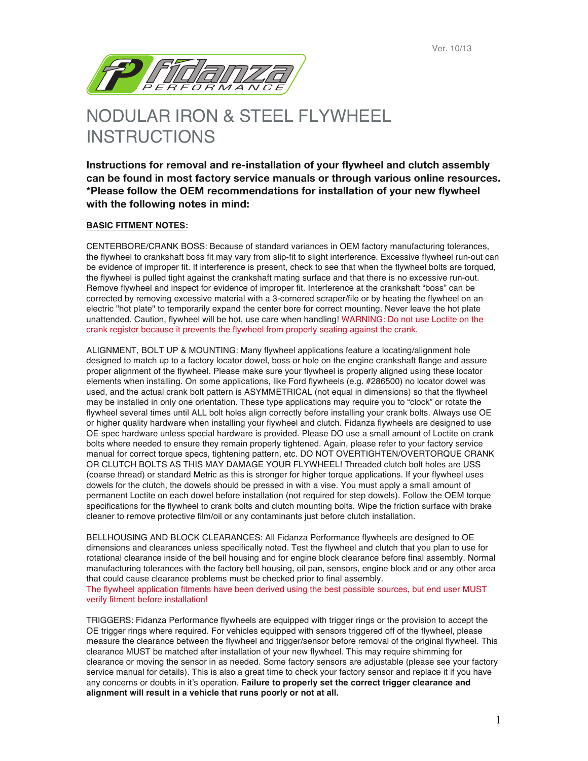Ver. 10/13

# NODULAR IRON & STEEL FLYWHEEL INSTRUCTIONS

**Instructions for removal and re-installation of your flywheel and clutch assembly can be found in most factory service manuals or through various online resources. *Please follow the OEM recommendations for installation of your new flywheel with the following notes in mind:**

## BASIC FITMENT NOTES:

CENTERBORE/CRANK BOSS: Because of standard variances in OEM factory manufacturing tolerances, the flywheel to crankshaft boss fit may vary from slip-fit to slight interference. Excessive flywheel run-out can be evidence of improper fit. If interference is present, check to see that when the flywheel bolts are torqued, the flywheel is pulled tight against the crankshaft mating surface and that there is no excessive run-out. Remove flywheel and inspect for evidence of improper fit. Interference at the crankshaft "boss" can be corrected by removing excessive material with a 3-cornered scraper/file or by heating the flywheel on an electric "hot plate" to temporarily expand the center bore for correct mounting. Never leave the hot plate unattended. Caution, flywheel will be hot, use care when handling! WARNING: Do not use Loctite on the crank register because it prevents the flywheel from properly seating against the crank.

ALIGNMENT, BOLT UP & MOUNTING: Many flywheel applications feature a locating/alignment hole designed to match up to a factory locator dowel, boss or hole on the engine crankshaft flange and assure proper alignment of the flywheel. Please make sure your flywheel is properly aligned using these locator elements when installing. On some applications, like Ford flywheels (e.g. #286500) no locator dowel was used, and the actual crank bolt pattern is ASYMMETRICAL (not equal in dimensions) so that the flywheel may be installed in only one orientation. These type applications may require you to "clock" or rotate the flywheel several times until ALL bolt holes align correctly before installing your crank bolts. Always use OE or higher quality hardware when installing your flywheel and clutch. Fidanza flywheels are designed to use OE spec hardware unless special hardware is provided. Please DO use a small amount of Loctite on crank bolts where needed to ensure they remain properly tightened. Again, please refer to your factory service manual for correct torque specs, tightening pattern, etc. DO NOT OVERTIGHTEN/OVERTORQUE CRANK OR CLUTCH BOLTS AS THIS MAY DAMAGE YOUR FLYWHEEL! Threaded clutch bolt holes are USS (coarse thread) or standard Metric as this is stronger for higher torque applications. If your flywheel uses dowels for the clutch, the dowels should be pressed in with a vise. You must apply a small amount of permanent Loctite on each dowel before installation (not required for step dowels). Follow the OEM torque specifications for the flywheel to crank bolts and clutch mounting bolts. Wipe the friction surface with brake cleaner to remove protective film/oil or any contaminants just before clutch installation.

BELLHOUSING AND BLOCK CLEARANCES: All Fidanza Performance flywheels are designed to OE dimensions and clearances unless specifically noted. Test the flywheel and clutch that you plan to use for rotational clearance inside of the bell housing and for engine block clearance before final assembly. Normal manufacturing tolerances with the factory bell housing, oil pan, sensors, engine block and or any other area that could cause clearance problems must be checked prior to final assembly.
The flywheel application fitments have been derived using the best possible sources, but end user MUST verify fitment before installation!

TRIGGERS: Fidanza Performance flywheels are equipped with trigger rings or the provision to accept the OE trigger rings where required. For vehicles equipped with sensors triggered off of the flywheel, please measure the clearance between the flywheel and trigger/sensor before removal of the original flywheel. This clearance MUST be matched after installation of your new flywheel. This may require shimming for clearance or moving the sensor in as needed. Some factory sensors are adjustable (please see your factory service manual for details). This is also a great time to check your factory sensor and replace it if you have any concerns or doubts in it's operation. **Failure to properly set the correct trigger clearance and alignment will result in a vehicle that runs poorly or not at all.**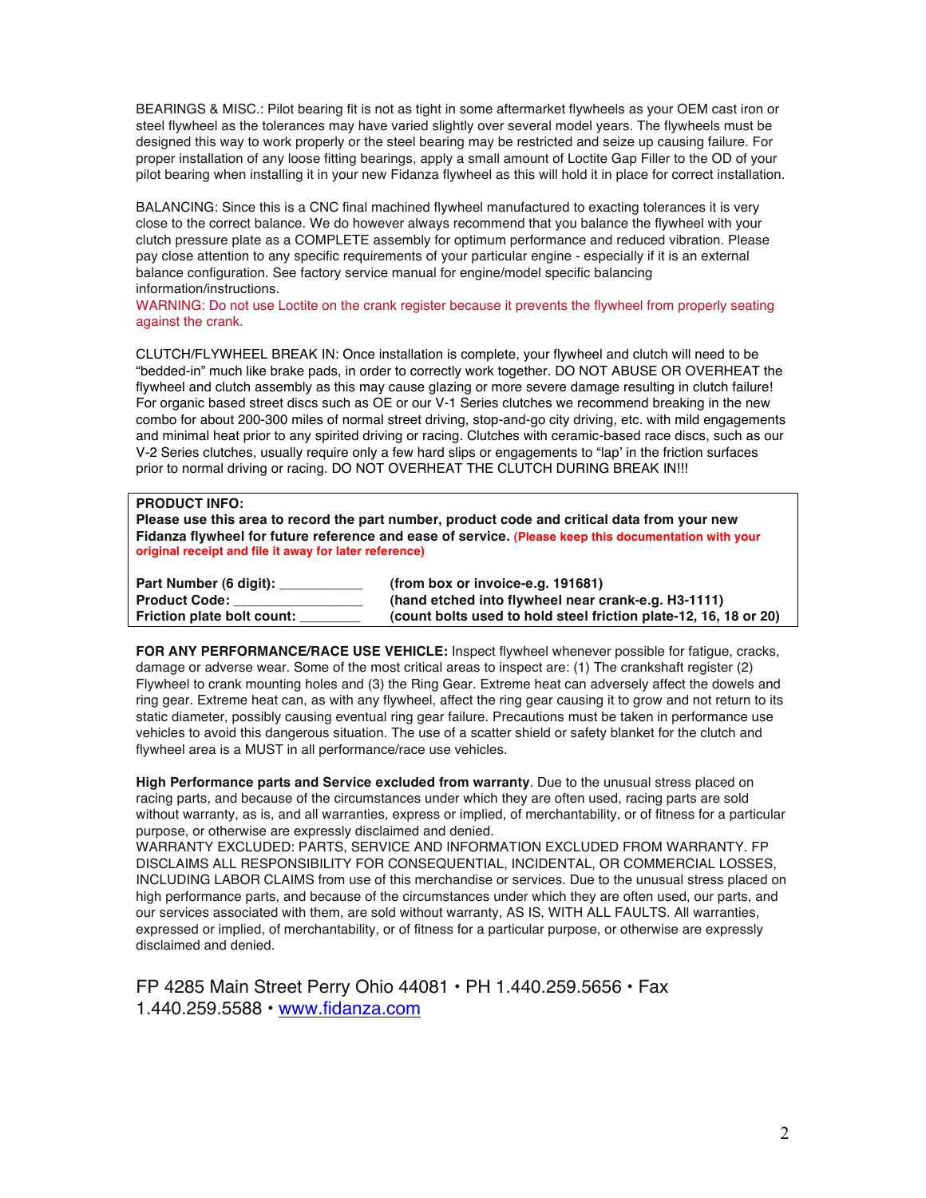BEARINGS & MISC.: Pilot bearing fit is not as tight in some aftermarket flywheels as your OEM cast iron or steel flywheel as the tolerances may have varied slightly over several model years. The flywheels must be designed this way to work properly or the steel bearing may be restricted and seize up causing failure. For proper installation of any loose fitting bearings, apply a small amount of Loctite Gap Filler to the OD of your pilot bearing when installing it in your new Fidanza flywheel as this will hold it in place for correct installation.

BALANCING: Since this is a CNC final machined flywheel manufactured to exacting tolerances it is very close to the correct balance. We do however always recommend that you balance the flywheel with your clutch pressure plate as a COMPLETE assembly for optimum performance and reduced vibration. Please pay close attention to any specific requirements of your particular engine - especially if it is an external balance configuration. See factory service manual for engine/model specific balancing information/instructions.
WARNING: Do not use Loctite on the crank register because it prevents the flywheel from properly seating against the crank.

CLUTCH/FLYWHEEL BREAK IN: Once installation is complete, your flywheel and clutch will need to be "bedded-in" much like brake pads, in order to correctly work together. DO NOT ABUSE OR OVERHEAT the flywheel and clutch assembly as this may cause glazing or more severe damage resulting in clutch failure! For organic based street discs such as OE or our V-1 Series clutches we recommend breaking in the new combo for about 200-300 miles of normal street driving, stop-and-go city driving, etc. with mild engagements and minimal heat prior to any spirited driving or racing. Clutches with ceramic-based race discs, such as our V-2 Series clutches, usually require only a few hard slips or engagements to "lap' in the friction surfaces prior to normal driving or racing. DO NOT OVERHEAT THE CLUTCH DURING BREAK IN!!!

**PRODUCT INFO:**
**Please use this area to record the part number, product code and critical data from your new Fidanza flywheel for future reference and ease of service. (Please keep this documentation with your original receipt and file it away for later reference)**

| | |
|---|---|
| **Part Number (6 digit):** ___________ | **(from box or invoice-e.g. 191681)** |
| **Product Code:** ________________ | **(hand etched into flywheel near crank-e.g. H3-1111)** |
| **Friction plate bolt count:** ________ | **(count bolts used to hold steel friction plate-12, 16, 18 or 20)** |

**FOR ANY PERFORMANCE/RACE USE VEHICLE:** Inspect flywheel whenever possible for fatigue, cracks, damage or adverse wear. Some of the most critical areas to inspect are: (1) The crankshaft register (2) Flywheel to crank mounting holes and (3) the Ring Gear. Extreme heat can adversely affect the dowels and ring gear. Extreme heat can, as with any flywheel, affect the ring gear causing it to grow and not return to its static diameter, possibly causing eventual ring gear failure. Precautions must be taken in performance use vehicles to avoid this dangerous situation. The use of a scatter shield or safety blanket for the clutch and flywheel area is a MUST in all performance/race use vehicles.

**High Performance parts and Service excluded from warranty**. Due to the unusual stress placed on racing parts, and because of the circumstances under which they are often used, racing parts are sold without warranty, as is, and all warranties, express or implied, of merchantability, or of fitness for a particular purpose, or otherwise are expressly disclaimed and denied.
WARRANTY EXCLUDED: PARTS, SERVICE AND INFORMATION EXCLUDED FROM WARRANTY. FP DISCLAIMS ALL RESPONSIBILITY FOR CONSEQUENTIAL, INCIDENTAL, OR COMMERCIAL LOSSES, INCLUDING LABOR CLAIMS from use of this merchandise or services. Due to the unusual stress placed on high performance parts, and because of the circumstances under which they are often used, our parts, and our services associated with them, are sold without warranty, AS IS, WITH ALL FAULTS. All warranties, expressed or implied, of merchantability, or of fitness for a particular purpose, or otherwise are expressly disclaimed and denied.

FP 4285 Main Street Perry Ohio 44081 • PH 1.440.259.5656 • Fax 1.440.259.5588 • [www.fidanza.com](http://www.fidanza.com)